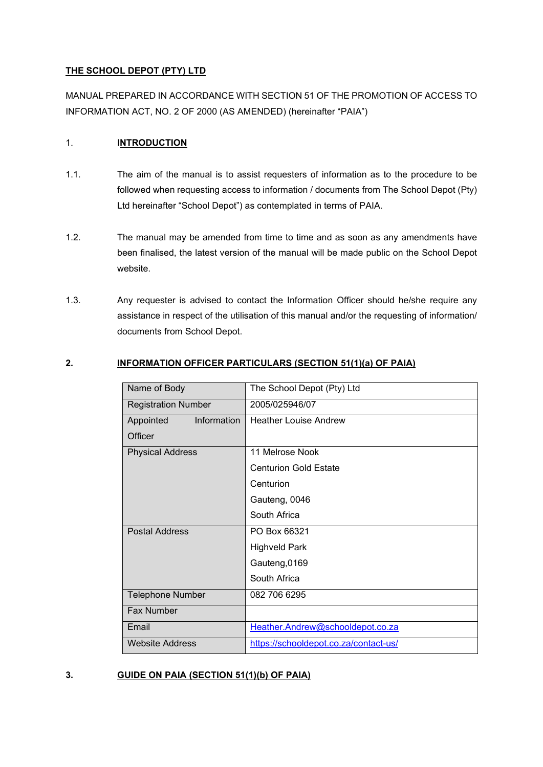**THE SCHOOL DEPOT (PTY) LTD**

MANUAL PREPARED IN ACCORDANCE WITH SECTION 51 OF THE PROMOTION OF ACCESS TO INFORMATION ACT, NO. 2 OF 2000 (AS AMENDED) (hereinafter "PAIA")

## 1. INTRODUCTION

1.1. The aim of the manual is to assist requesters of information as to the procedure to be followed when requesting access to information / documents from The School Depot (Pty) Ltd hereinafter "School Depot") as contemplated in terms of PAIA.

1.2. The manual may be amended from time to time and as soon as any amendments have been finalised, the latest version of the manual will be made public on the School Depot website.

1.3. Any requester is advised to contact the Information Officer should he/she require any assistance in respect of the utilisation of this manual and/or the requesting of information/ documents from School Depot.

## 2. INFORMATION OFFICER PARTICULARS (SECTION 51(1)(a) OF PAIA)

| Name of Body | The School Depot (Pty) Ltd |
|---|---|
| Registration Number | 2005/025946/07 |
| Appointed Information Officer | Heather Louise Andrew |
| Physical Address | 11 Melrose Nook<br>Centurion Gold Estate<br>Centurion<br>Gauteng, 0046<br>South Africa |
| Postal Address | PO Box 66321<br>Highveld Park<br>Gauteng,0169<br>South Africa |
| Telephone Number | 082 706 6295 |
| Fax Number | |
| Email | Heather.Andrew@schooldepot.co.za |
| Website Address | https://schooldepot.co.za/contact-us/ |

## 3. GUIDE ON PAIA (SECTION 51(1)(b) OF PAIA)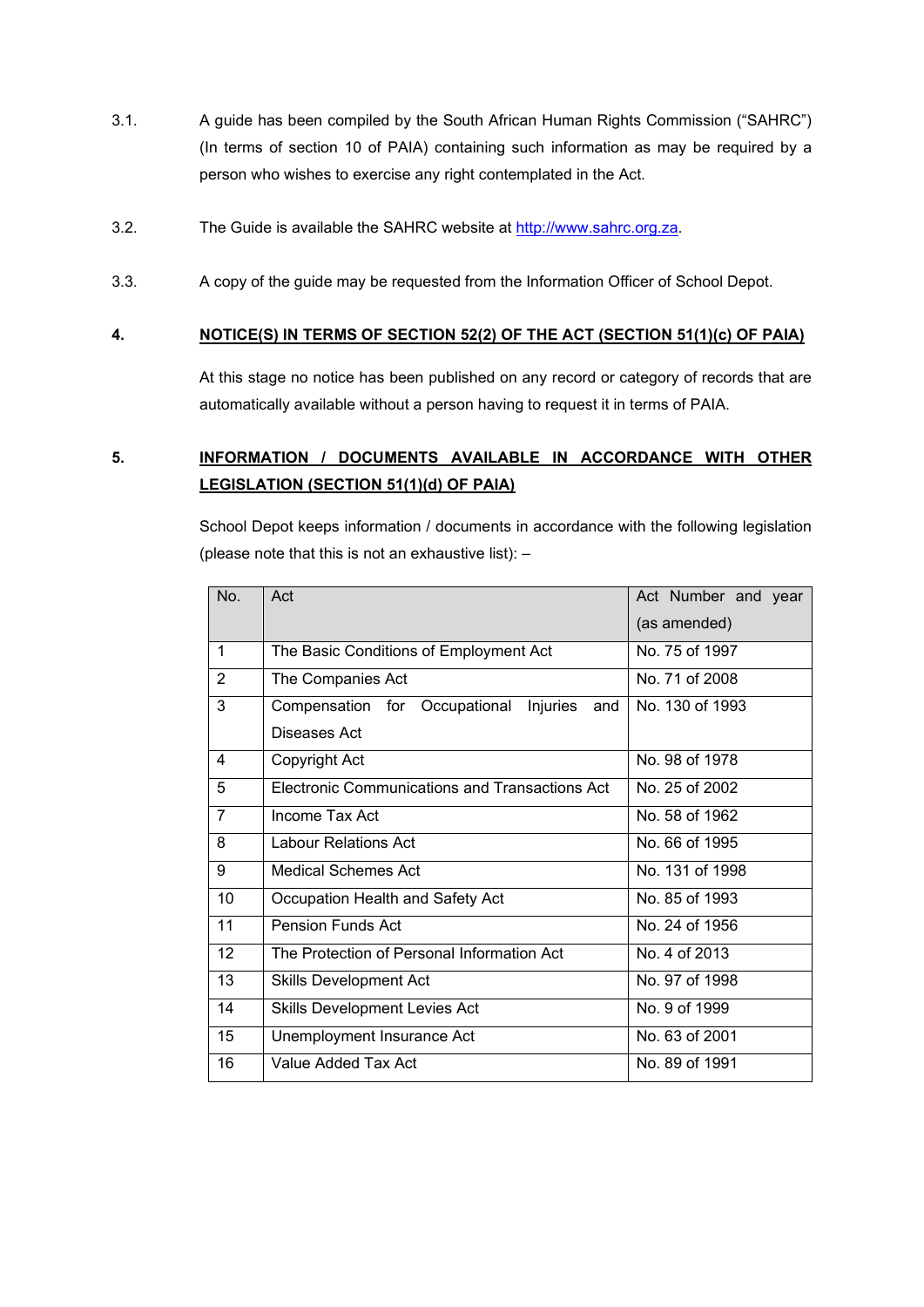3.1. A guide has been compiled by the South African Human Rights Commission ("SAHRC") (In terms of section 10 of PAIA) containing such information as may be required by a person who wishes to exercise any right contemplated in the Act.

3.2. The Guide is available the SAHRC website at http://www.sahrc.org.za.

3.3. A copy of the guide may be requested from the Information Officer of School Depot.

## 4. NOTICE(S) IN TERMS OF SECTION 52(2) OF THE ACT (SECTION 51(1)(c) OF PAIA)

At this stage no notice has been published on any record or category of records that are automatically available without a person having to request it in terms of PAIA.

## 5. INFORMATION / DOCUMENTS AVAILABLE IN ACCORDANCE WITH OTHER LEGISLATION (SECTION 51(1)(d) OF PAIA)

School Depot keeps information / documents in accordance with the following legislation (please note that this is not an exhaustive list): –

| No. | Act | Act Number and year (as amended) |
|---|---|---|
| 1 | The Basic Conditions of Employment Act | No. 75 of 1997 |
| 2 | The Companies Act | No. 71 of 2008 |
| 3 | Compensation for Occupational Injuries and Diseases Act | No. 130 of 1993 |
| 4 | Copyright Act | No. 98 of 1978 |
| 5 | Electronic Communications and Transactions Act | No. 25 of 2002 |
| 7 | Income Tax Act | No. 58 of 1962 |
| 8 | Labour Relations Act | No. 66 of 1995 |
| 9 | Medical Schemes Act | No. 131 of 1998 |
| 10 | Occupation Health and Safety Act | No. 85 of 1993 |
| 11 | Pension Funds Act | No. 24 of 1956 |
| 12 | The Protection of Personal Information Act | No. 4 of 2013 |
| 13 | Skills Development Act | No. 97 of 1998 |
| 14 | Skills Development Levies Act | No. 9 of 1999 |
| 15 | Unemployment Insurance Act | No. 63 of 2001 |
| 16 | Value Added Tax Act | No. 89 of 1991 |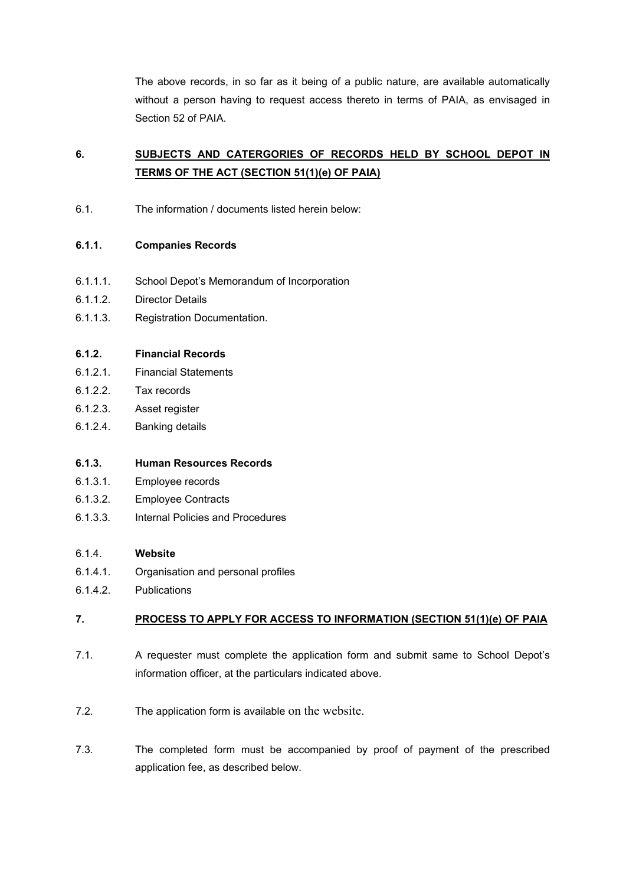The above records, in so far as it being of a public nature, are available automatically without a person having to request access thereto in terms of PAIA, as envisaged in Section 52 of PAIA.

## 6. SUBJECTS AND CATERGORIES OF RECORDS HELD BY SCHOOL DEPOT IN TERMS OF THE ACT (SECTION 51(1)(e) OF PAIA)

6.1. The information / documents listed herein below:

**6.1.1. Companies Records**

6.1.1.1. School Depot's Memorandum of Incorporation

6.1.1.2. Director Details

6.1.1.3. Registration Documentation.

**6.1.2. Financial Records**

6.1.2.1. Financial Statements

6.1.2.2. Tax records

6.1.2.3. Asset register

6.1.2.4. Banking details

**6.1.3. Human Resources Records**

6.1.3.1. Employee records

6.1.3.2. Employee Contracts

6.1.3.3. Internal Policies and Procedures

6.1.4. **Website**

6.1.4.1. Organisation and personal profiles

6.1.4.2. Publications

## 7. PROCESS TO APPLY FOR ACCESS TO INFORMATION (SECTION 51(1)(e) OF PAIA

7.1. A requester must complete the application form and submit same to School Depot's information officer, at the particulars indicated above.

7.2. The application form is available on the website.

7.3. The completed form must be accompanied by proof of payment of the prescribed application fee, as described below.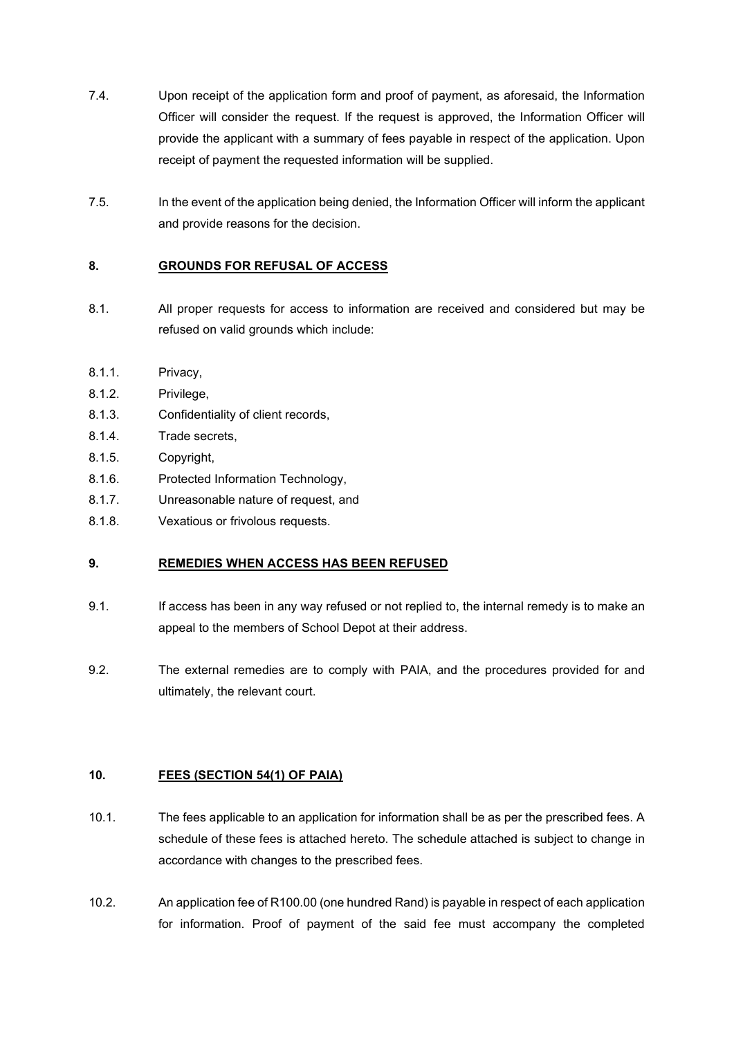7.4. Upon receipt of the application form and proof of payment, as aforesaid, the Information Officer will consider the request. If the request is approved, the Information Officer will provide the applicant with a summary of fees payable in respect of the application. Upon receipt of payment the requested information will be supplied.

7.5. In the event of the application being denied, the Information Officer will inform the applicant and provide reasons for the decision.

## 8. GROUNDS FOR REFUSAL OF ACCESS

8.1. All proper requests for access to information are received and considered but may be refused on valid grounds which include:

8.1.1. Privacy,
8.1.2. Privilege,
8.1.3. Confidentiality of client records,
8.1.4. Trade secrets,
8.1.5. Copyright,
8.1.6. Protected Information Technology,
8.1.7. Unreasonable nature of request, and
8.1.8. Vexatious or frivolous requests.

## 9. REMEDIES WHEN ACCESS HAS BEEN REFUSED

9.1. If access has been in any way refused or not replied to, the internal remedy is to make an appeal to the members of School Depot at their address.

9.2. The external remedies are to comply with PAIA, and the procedures provided for and ultimately, the relevant court.

## 10. FEES (SECTION 54(1) OF PAIA)

10.1. The fees applicable to an application for information shall be as per the prescribed fees. A schedule of these fees is attached hereto. The schedule attached is subject to change in accordance with changes to the prescribed fees.

10.2. An application fee of R100.00 (one hundred Rand) is payable in respect of each application for information. Proof of payment of the said fee must accompany the completed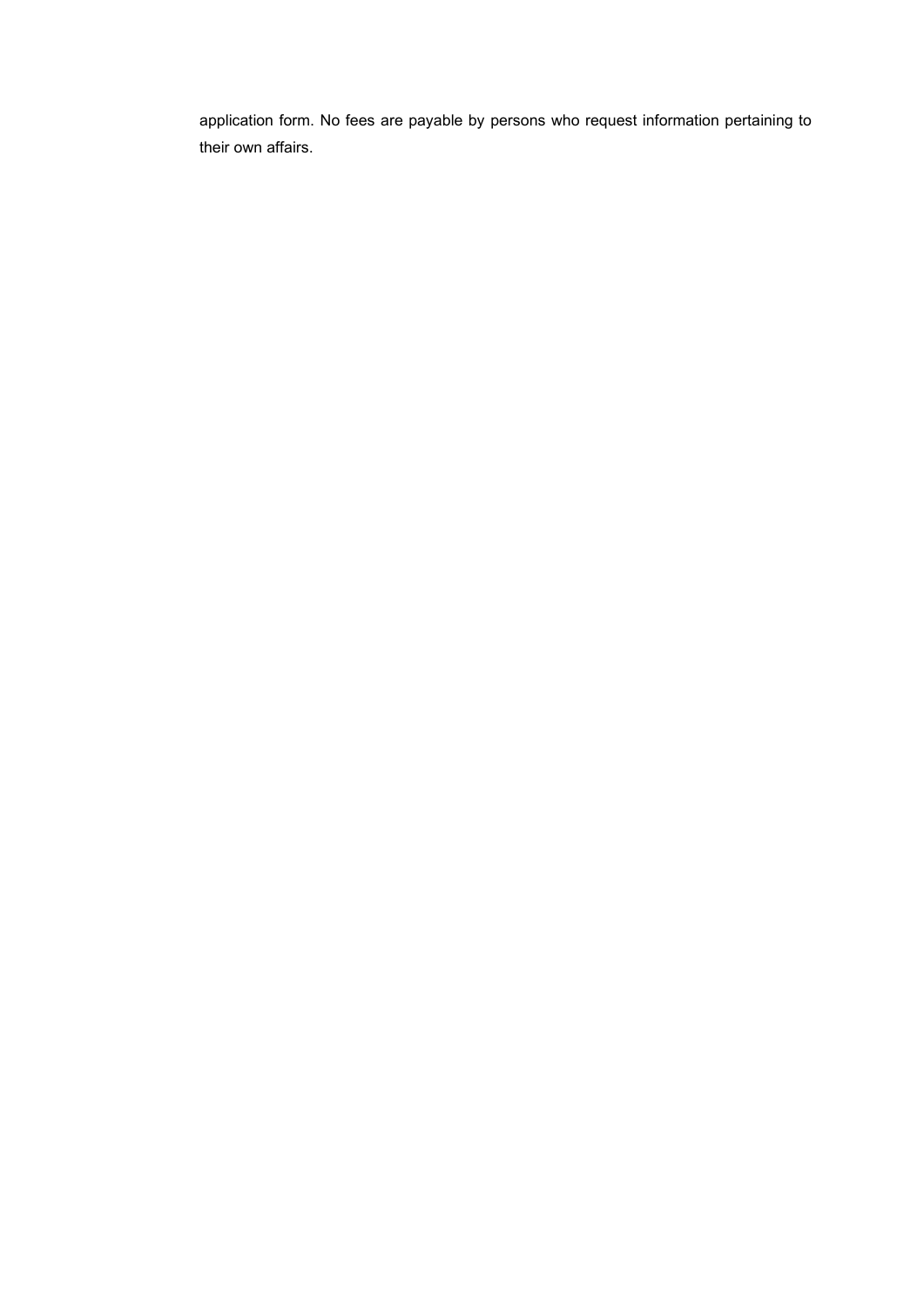application form. No fees are payable by persons who request information pertaining to their own affairs.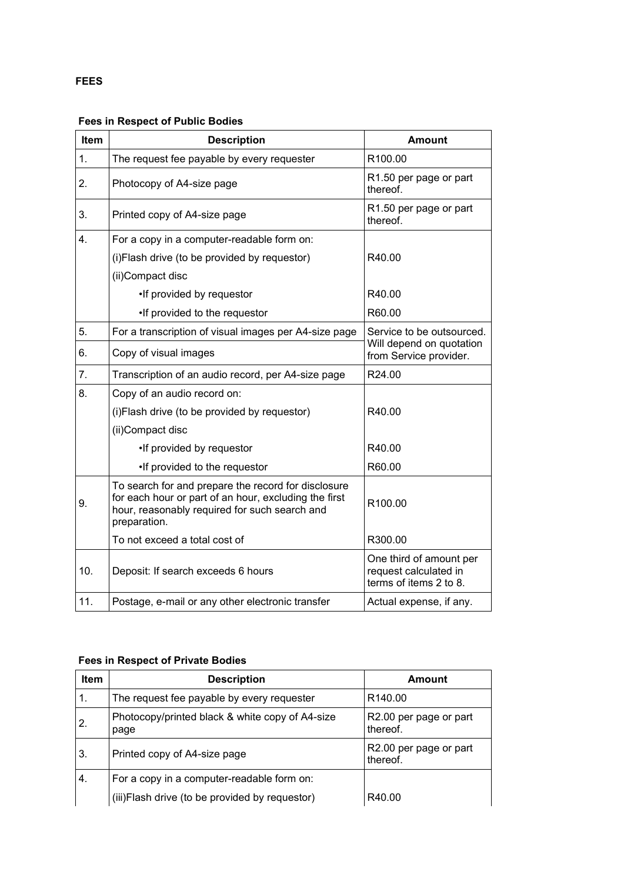**FEES**

**Fees in Respect of Public Bodies**

| Item | Description | Amount |
|---|---|---|
| 1. | The request fee payable by every requester | R100.00 |
| 2. | Photocopy of A4-size page | R1.50 per page or part thereof. |
| 3. | Printed copy of A4-size page | R1.50 per page or part thereof. |
| 4. | For a copy in a computer-readable form on: | |
| | (i)Flash drive (to be provided by requestor) | R40.00 |
| | (ii)Compact disc | |
| | •If provided by requestor | R40.00 |
| | •If provided to the requestor | R60.00 |
| 5. | For a transcription of visual images per A4-size page | Service to be outsourced. Will depend on quotation from Service provider. |
| 6. | Copy of visual images | |
| 7. | Transcription of an audio record, per A4-size page | R24.00 |
| 8. | Copy of an audio record on: | |
| | (i)Flash drive (to be provided by requestor) | R40.00 |
| | (ii)Compact disc | |
| | •If provided by requestor | R40.00 |
| | •If provided to the requestor | R60.00 |
| 9. | To search for and prepare the record for disclosure for each hour or part of an hour, excluding the first hour, reasonably required for such search and preparation. | R100.00 |
| | To not exceed a total cost of | R300.00 |
| 10. | Deposit: If search exceeds 6 hours | One third of amount per request calculated in terms of items 2 to 8. |
| 11. | Postage, e-mail or any other electronic transfer | Actual expense, if any. |

**Fees in Respect of Private Bodies**

| Item | Description | Amount |
|---|---|---|
| 1. | The request fee payable by every requester | R140.00 |
| 2. | Photocopy/printed black & white copy of A4-size page | R2.00 per page or part thereof. |
| 3. | Printed copy of A4-size page | R2.00 per page or part thereof. |
| 4. | For a copy in a computer-readable form on: | |
| | (iii)Flash drive (to be provided by requestor) | R40.00 |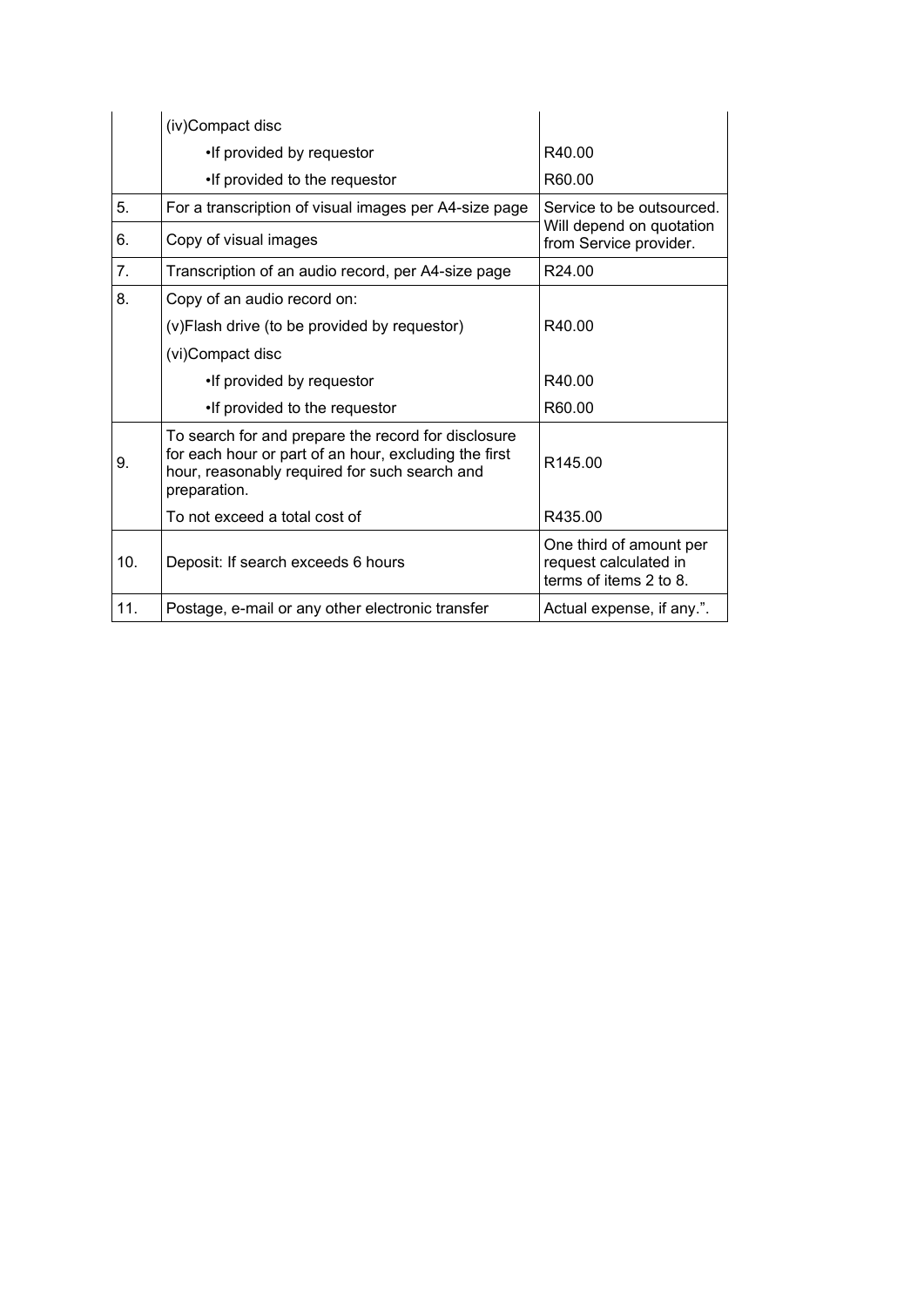| | | |
|---|---|---|
| | (iv)Compact disc | |
| | •If provided by requestor | R40.00 |
| | •If provided to the requestor | R60.00 |
| 5. | For a transcription of visual images per A4-size page | Service to be outsourced. Will depend on quotation from Service provider. |
| 6. | Copy of visual images | |
| 7. | Transcription of an audio record, per A4-size page | R24.00 |
| 8. | Copy of an audio record on: | |
| | (v)Flash drive (to be provided by requestor) | R40.00 |
| | (vi)Compact disc | |
| | •If provided by requestor | R40.00 |
| | •If provided to the requestor | R60.00 |
| 9. | To search for and prepare the record for disclosure for each hour or part of an hour, excluding the first hour, reasonably required for such search and preparation. | R145.00 |
| | To not exceed a total cost of | R435.00 |
| 10. | Deposit: If search exceeds 6 hours | One third of amount per request calculated in terms of items 2 to 8. |
| 11. | Postage, e-mail or any other electronic transfer | Actual expense, if any.". |